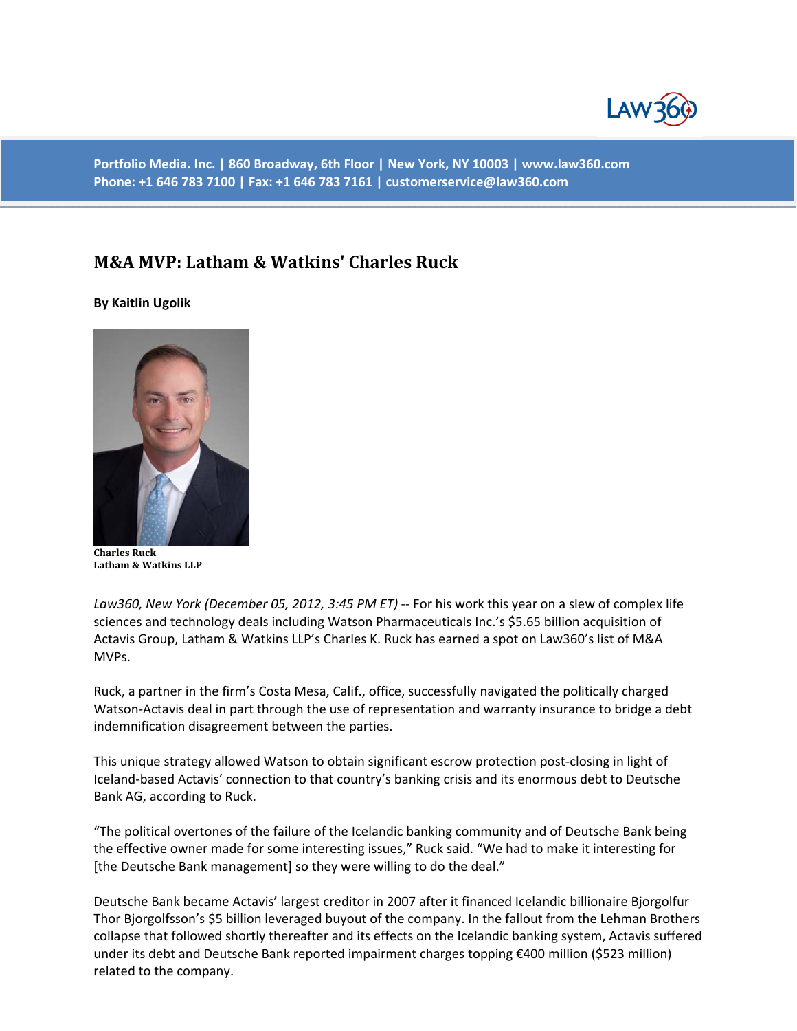Portfolio Media. Inc. | 860 Broadway, 6th Floor | New York, NY 10003 | www.law360.com
Phone: +1 646 783 7100 | Fax: +1 646 783 7161 | customerservice@law360.com

# M&A MVP: Latham & Watkins' Charles Ruck

**By Kaitlin Ugolik**

**Charles Ruck**
**Latham & Watkins LLP**

*Law360, New York (December 05, 2012, 3:45 PM ET)* -- For his work this year on a slew of complex life sciences and technology deals including Watson Pharmaceuticals Inc.'s $5.65 billion acquisition of Actavis Group, Latham & Watkins LLP's Charles K. Ruck has earned a spot on Law360's list of M&A MVPs.

Ruck, a partner in the firm's Costa Mesa, Calif., office, successfully navigated the politically charged Watson-Actavis deal in part through the use of representation and warranty insurance to bridge a debt indemnification disagreement between the parties.

This unique strategy allowed Watson to obtain significant escrow protection post-closing in light of Iceland-based Actavis' connection to that country's banking crisis and its enormous debt to Deutsche Bank AG, according to Ruck.

"The political overtones of the failure of the Icelandic banking community and of Deutsche Bank being the effective owner made for some interesting issues," Ruck said. "We had to make it interesting for [the Deutsche Bank management] so they were willing to do the deal."

Deutsche Bank became Actavis' largest creditor in 2007 after it financed Icelandic billionaire Bjorgolfur Thor Bjorgolfsson's $5 billion leveraged buyout of the company. In the fallout from the Lehman Brothers collapse that followed shortly thereafter and its effects on the Icelandic banking system, Actavis suffered under its debt and Deutsche Bank reported impairment charges topping €400 million ($523 million) related to the company.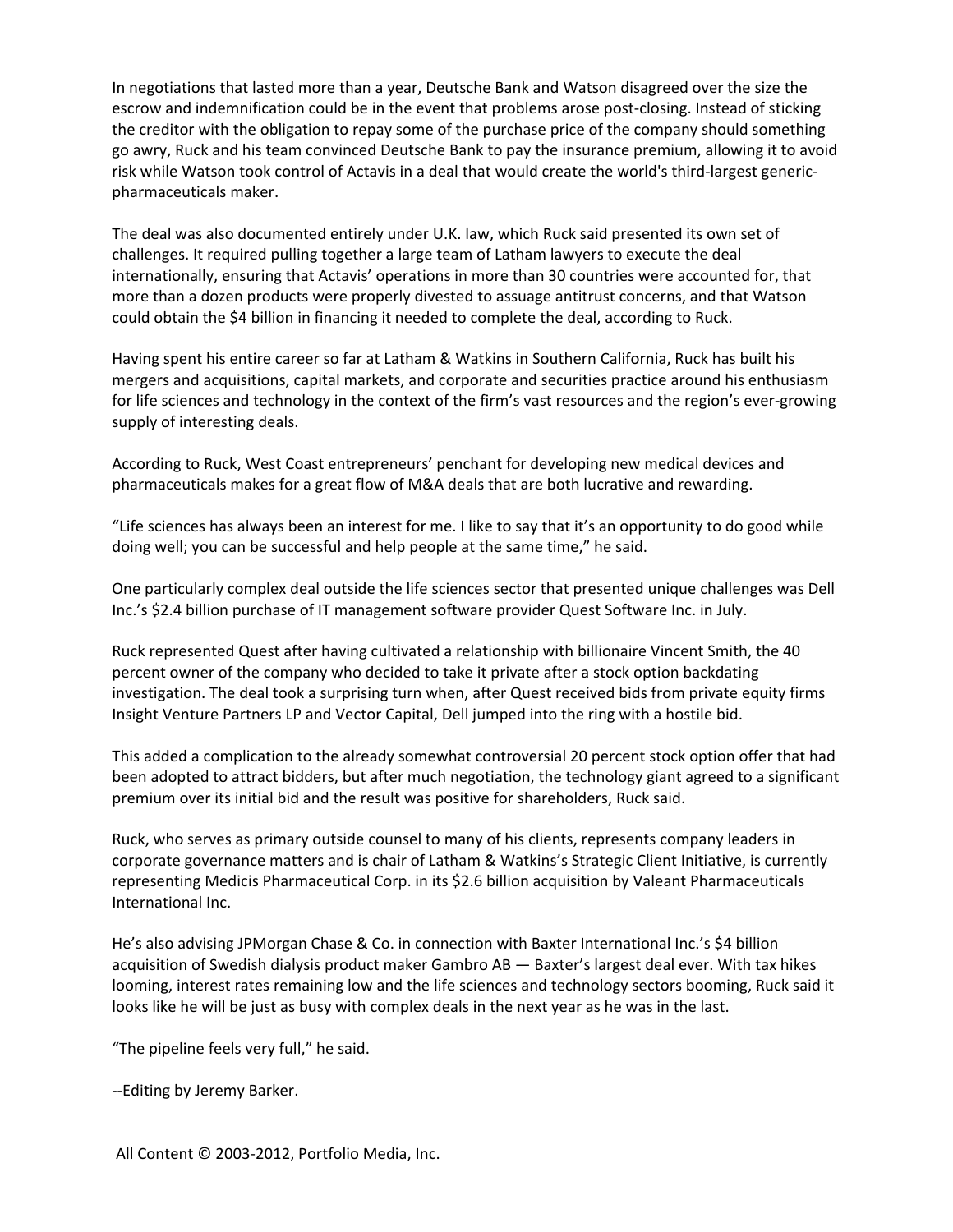In negotiations that lasted more than a year, Deutsche Bank and Watson disagreed over the size the escrow and indemnification could be in the event that problems arose post-closing. Instead of sticking the creditor with the obligation to repay some of the purchase price of the company should something go awry, Ruck and his team convinced Deutsche Bank to pay the insurance premium, allowing it to avoid risk while Watson took control of Actavis in a deal that would create the world's third-largest generic-pharmaceuticals maker.

The deal was also documented entirely under U.K. law, which Ruck said presented its own set of challenges. It required pulling together a large team of Latham lawyers to execute the deal internationally, ensuring that Actavis' operations in more than 30 countries were accounted for, that more than a dozen products were properly divested to assuage antitrust concerns, and that Watson could obtain the $4 billion in financing it needed to complete the deal, according to Ruck.

Having spent his entire career so far at Latham & Watkins in Southern California, Ruck has built his mergers and acquisitions, capital markets, and corporate and securities practice around his enthusiasm for life sciences and technology in the context of the firm's vast resources and the region's ever-growing supply of interesting deals.

According to Ruck, West Coast entrepreneurs' penchant for developing new medical devices and pharmaceuticals makes for a great flow of M&A deals that are both lucrative and rewarding.

"Life sciences has always been an interest for me. I like to say that it's an opportunity to do good while doing well; you can be successful and help people at the same time," he said.

One particularly complex deal outside the life sciences sector that presented unique challenges was Dell Inc.'s $2.4 billion purchase of IT management software provider Quest Software Inc. in July.

Ruck represented Quest after having cultivated a relationship with billionaire Vincent Smith, the 40 percent owner of the company who decided to take it private after a stock option backdating investigation. The deal took a surprising turn when, after Quest received bids from private equity firms Insight Venture Partners LP and Vector Capital, Dell jumped into the ring with a hostile bid.

This added a complication to the already somewhat controversial 20 percent stock option offer that had been adopted to attract bidders, but after much negotiation, the technology giant agreed to a significant premium over its initial bid and the result was positive for shareholders, Ruck said.

Ruck, who serves as primary outside counsel to many of his clients, represents company leaders in corporate governance matters and is chair of Latham & Watkins's Strategic Client Initiative, is currently representing Medicis Pharmaceutical Corp. in its $2.6 billion acquisition by Valeant Pharmaceuticals International Inc.

He's also advising JPMorgan Chase & Co. in connection with Baxter International Inc.'s $4 billion acquisition of Swedish dialysis product maker Gambro AB — Baxter's largest deal ever. With tax hikes looming, interest rates remaining low and the life sciences and technology sectors booming, Ruck said it looks like he will be just as busy with complex deals in the next year as he was in the last.

"The pipeline feels very full," he said.

--Editing by Jeremy Barker.

All Content © 2003-2012, Portfolio Media, Inc.